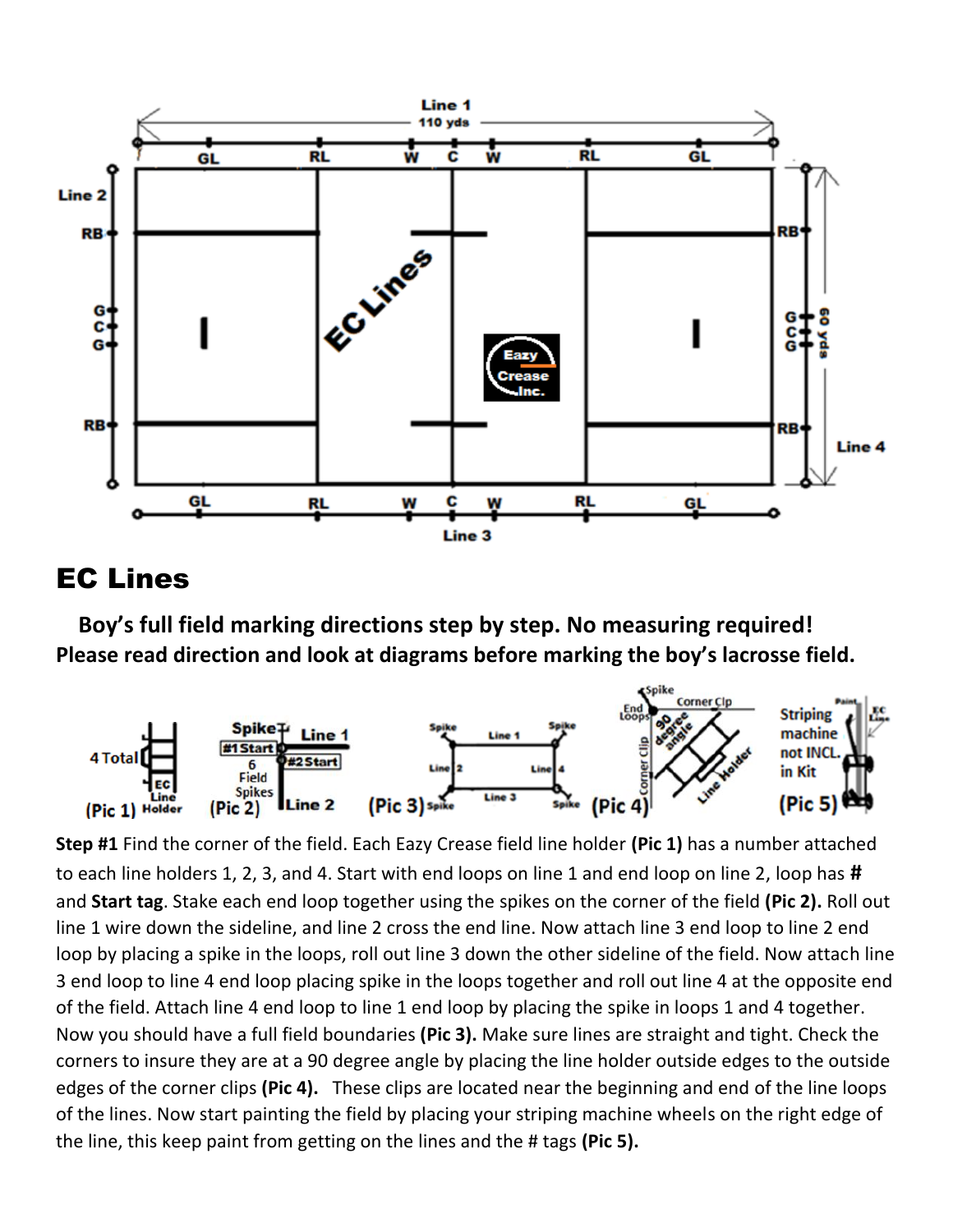# EC Lines

**Boy's full field marking directions step by step. No measuring required!**
**Please read direction and look at diagrams before marking the boy's lacrosse field.**

**Step #1** Find the corner of the field. Each Eazy Crease field line holder **(Pic 1)** has a number attached to each line holders 1, 2, 3, and 4. Start with end loops on line 1 and end loop on line 2, loop has **#** and **Start tag**. Stake each end loop together using the spikes on the corner of the field **(Pic 2).** Roll out line 1 wire down the sideline, and line 2 cross the end line. Now attach line 3 end loop to line 2 end loop by placing a spike in the loops, roll out line 3 down the other sideline of the field. Now attach line 3 end loop to line 4 end loop placing spike in the loops together and roll out line 4 at the opposite end of the field. Attach line 4 end loop to line 1 end loop by placing the spike in loops 1 and 4 together. Now you should have a full field boundaries **(Pic 3).** Make sure lines are straight and tight. Check the corners to insure they are at a 90 degree angle by placing the line holder outside edges to the outside edges of the corner clips **(Pic 4).** These clips are located near the beginning and end of the line loops of the lines. Now start painting the field by placing your striping machine wheels on the right edge of the line, this keep paint from getting on the lines and the # tags **(Pic 5).**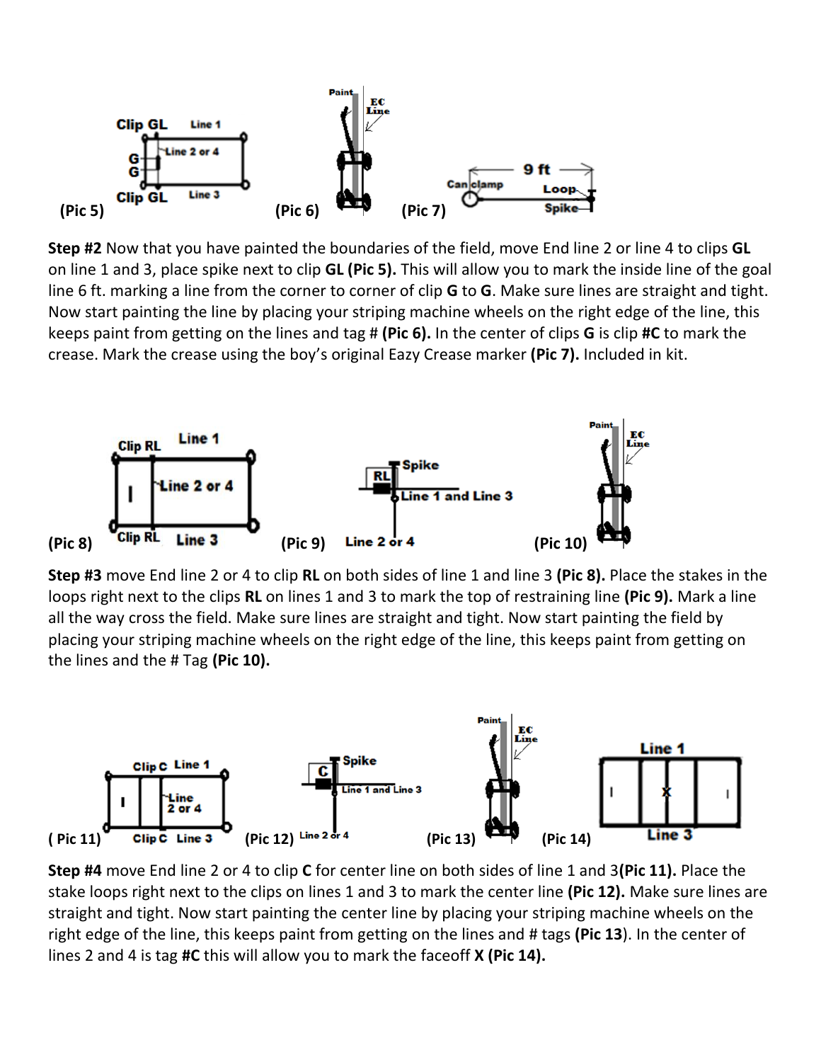(Pic 5) (Pic 6) (Pic 7)

**Step #2** Now that you have painted the boundaries of the field, move End line 2 or line 4 to clips **GL** on line 1 and 3, place spike next to clip **GL (Pic 5).** This will allow you to mark the inside line of the goal line 6 ft. marking a line from the corner to corner of clip **G** to **G**. Make sure lines are straight and tight. Now start painting the line by placing your striping machine wheels on the right edge of the line, this keeps paint from getting on the lines and tag # **(Pic 6).** In the center of clips **G** is clip **#C** to mark the crease. Mark the crease using the boy's original Eazy Crease marker **(Pic 7).** Included in kit.

(Pic 8) (Pic 9) (Pic 10)

**Step #3** move End line 2 or 4 to clip **RL** on both sides of line 1 and line 3 **(Pic 8).** Place the stakes in the loops right next to the clips **RL** on lines 1 and 3 to mark the top of restraining line **(Pic 9).** Mark a line all the way cross the field. Make sure lines are straight and tight. Now start painting the field by placing your striping machine wheels on the right edge of the line, this keeps paint from getting on the lines and the # Tag **(Pic 10).**

( Pic 11) (Pic 12) (Pic 13) (Pic 14)

**Step #4** move End line 2 or 4 to clip **C** for center line on both sides of line 1 and 3**(Pic 11).** Place the stake loops right next to the clips on lines 1 and 3 to mark the center line **(Pic 12).** Make sure lines are straight and tight. Now start painting the center line by placing your striping machine wheels on the right edge of the line, this keeps paint from getting on the lines and # tags **(Pic 13**). In the center of lines 2 and 4 is tag **#C** this will allow you to mark the faceoff **X (Pic 14).**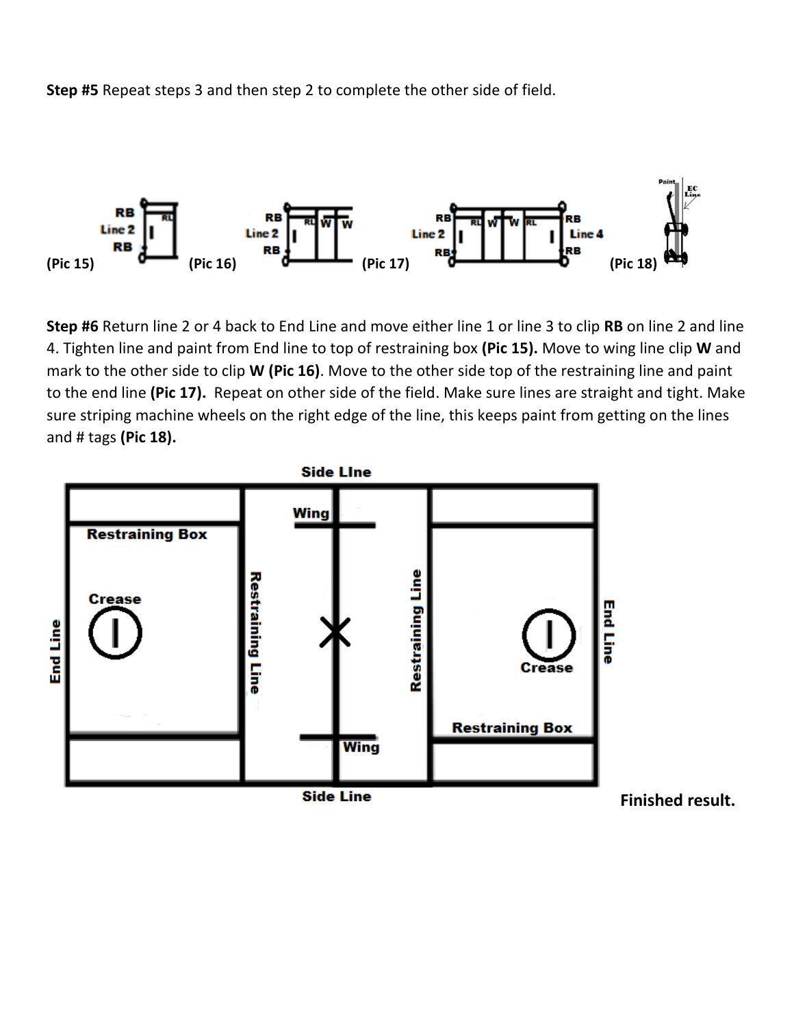**Step #5** Repeat steps 3 and then step 2 to complete the other side of field.

RB
Line 2
RB
RL
**(Pic 15)**

RB
Line 2
RB
RL W W
**(Pic 16)**

RB
Line 2
RB
RL W W RL
RB
Line 4
RB
**(Pic 17)**

Paint
EC Line
**(Pic 18)**

**Step #6** Return line 2 or 4 back to End Line and move either line 1 or line 3 to clip **RB** on line 2 and line 4. Tighten line and paint from End line to top of restraining box **(Pic 15).** Move to wing line clip **W** and mark to the other side to clip **W (Pic 16)**. Move to the other side top of the restraining line and paint to the end line **(Pic 17).** Repeat on other side of the field. Make sure lines are straight and tight. Make sure striping machine wheels on the right edge of the line, this keeps paint from getting on the lines and # tags **(Pic 18).**

Side LIne
Wing
Restraining Box
Crease
End Line
Restraining Line
Restraining Line
Crease
End Line
Restraining Box
Wing
Side Line

**Finished result.**